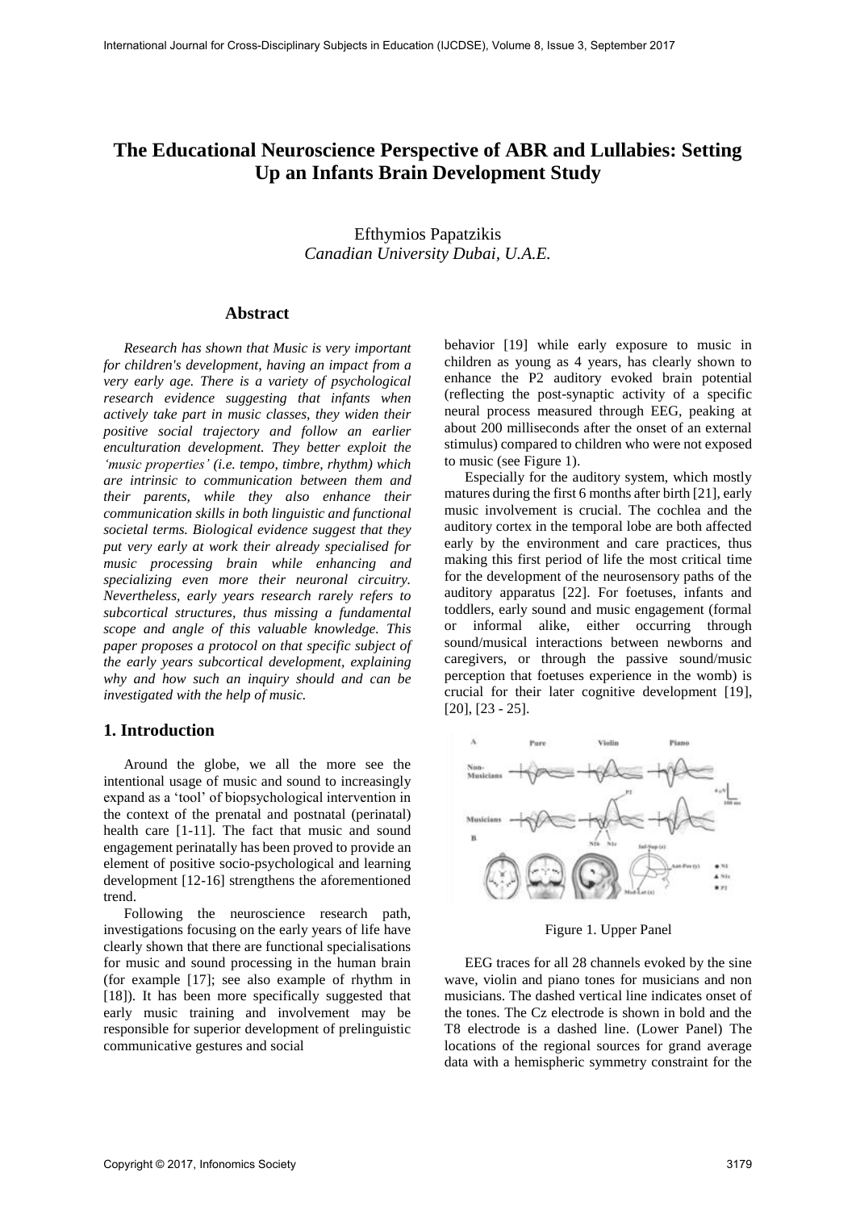# The Educational Neuroscience Perspective of ABR and Lullabies: Setting Up an Infants Brain Development Study

Efthymios Papatzikis
*Canadian University Dubai, U.A.E.*

## Abstract

*Research has shown that Music is very important for children's development, having an impact from a very early age. There is a variety of psychological research evidence suggesting that infants when actively take part in music classes, they widen their positive social trajectory and follow an earlier enculturation development. They better exploit the 'music properties' (i.e. tempo, timbre, rhythm) which are intrinsic to communication between them and their parents, while they also enhance their communication skills in both linguistic and functional societal terms. Biological evidence suggest that they put very early at work their already specialised for music processing brain while enhancing and specializing even more their neuronal circuitry. Nevertheless, early years research rarely refers to subcortical structures, thus missing a fundamental scope and angle of this valuable knowledge. This paper proposes a protocol on that specific subject of the early years subcortical development, explaining why and how such an inquiry should and can be investigated with the help of music.*

## 1. Introduction

Around the globe, we all the more see the intentional usage of music and sound to increasingly expand as a 'tool' of biopsychological intervention in the context of the prenatal and postnatal (perinatal) health care [1-11]. The fact that music and sound engagement perinatally has been proved to provide an element of positive socio-psychological and learning development [12-16] strengthens the aforementioned trend.

Following the neuroscience research path, investigations focusing on the early years of life have clearly shown that there are functional specialisations for music and sound processing in the human brain (for example [17]; see also example of rhythm in [18]). It has been more specifically suggested that early music training and involvement may be responsible for superior development of prelinguistic communicative gestures and social behavior [19] while early exposure to music in children as young as 4 years, has clearly shown to enhance the P2 auditory evoked brain potential (reflecting the post-synaptic activity of a specific neural process measured through EEG, peaking at about 200 milliseconds after the onset of an external stimulus) compared to children who were not exposed to music (see Figure 1).

Especially for the auditory system, which mostly matures during the first 6 months after birth [21], early music involvement is crucial. The cochlea and the auditory cortex in the temporal lobe are both affected early by the environment and care practices, thus making this first period of life the most critical time for the development of the neurosensory paths of the auditory apparatus [22]. For foetuses, infants and toddlers, early sound and music engagement (formal or informal alike, either occurring through sound/musical interactions between newborns and caregivers, or through the passive sound/music perception that foetuses experience in the womb) is crucial for their later cognitive development [19], [20], [23 - 25].

Figure 1. Upper Panel

EEG traces for all 28 channels evoked by the sine wave, violin and piano tones for musicians and non musicians. The dashed vertical line indicates onset of the tones. The Cz electrode is shown in bold and the T8 electrode is a dashed line. (Lower Panel) The locations of the regional sources for grand average data with a hemispheric symmetry constraint for the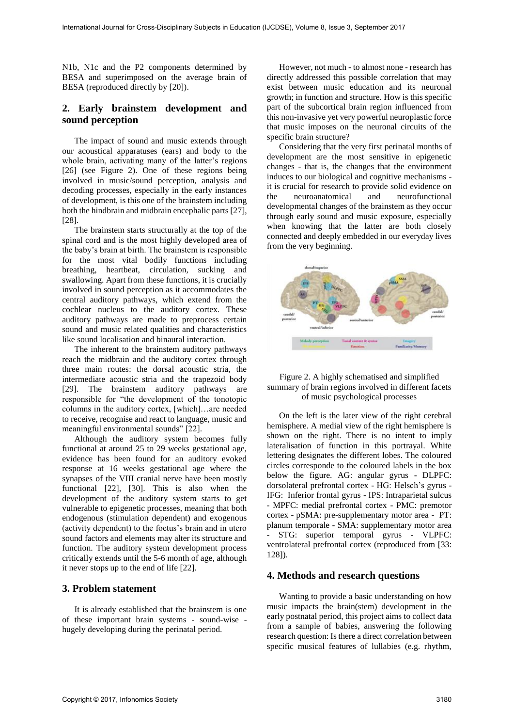N1b, N1c and the P2 components determined by BESA and superimposed on the average brain of BESA (reproduced directly by [20]).

## 2. Early brainstem development and sound perception

The impact of sound and music extends through our acoustical apparatuses (ears) and body to the whole brain, activating many of the latter's regions [26] (see Figure 2). One of these regions being involved in music/sound perception, analysis and decoding processes, especially in the early instances of development, is this one of the brainstem including both the hindbrain and midbrain encephalic parts [27], [28].

The brainstem starts structurally at the top of the spinal cord and is the most highly developed area of the baby's brain at birth. The brainstem is responsible for the most vital bodily functions including breathing, heartbeat, circulation, sucking and swallowing. Apart from these functions, it is crucially involved in sound perception as it accommodates the central auditory pathways, which extend from the cochlear nucleus to the auditory cortex. These auditory pathways are made to preprocess certain sound and music related qualities and characteristics like sound localisation and binaural interaction.

The inherent to the brainstem auditory pathways reach the midbrain and the auditory cortex through three main routes: the dorsal acoustic stria, the intermediate acoustic stria and the trapezoid body [29]. The brainstem auditory pathways are responsible for "the development of the tonotopic columns in the auditory cortex, [which]…are needed to receive, recognise and react to language, music and meaningful environmental sounds" [22].

Although the auditory system becomes fully functional at around 25 to 29 weeks gestational age, evidence has been found for an auditory evoked response at 16 weeks gestational age where the synapses of the VIII cranial nerve have been mostly functional [22], [30]. This is also when the development of the auditory system starts to get vulnerable to epigenetic processes, meaning that both endogenous (stimulation dependent) and exogenous (activity dependent) to the foetus's brain and in utero sound factors and elements may alter its structure and function. The auditory system development process critically extends until the 5-6 month of age, although it never stops up to the end of life [22].

## 3. Problem statement

It is already established that the brainstem is one of these important brain systems - sound-wise - hugely developing during the perinatal period.

However, not much - to almost none - research has directly addressed this possible correlation that may exist between music education and its neuronal growth; in function and structure. How is this specific part of the subcortical brain region influenced from this non-invasive yet very powerful neuroplastic force that music imposes on the neuronal circuits of the specific brain structure?

Considering that the very first perinatal months of development are the most sensitive in epigenetic changes - that is, the changes that the environment induces to our biological and cognitive mechanisms - it is crucial for research to provide solid evidence on the neuroanatomical and neurofunctional developmental changes of the brainstem as they occur through early sound and music exposure, especially when knowing that the latter are both closely connected and deeply embedded in our everyday lives from the very beginning.

Figure 2. A highly schematised and simplified summary of brain regions involved in different facets of music psychological processes

On the left is the later view of the right cerebral hemisphere. A medial view of the right hemisphere is shown on the right. There is no intent to imply lateralisation of function in this portrayal. White lettering designates the different lobes. The coloured circles corresponde to the coloured labels in the box below the figure. AG: angular gyrus - DLPFC: dorsolateral prefrontal cortex - HG: Helsch's gyrus - IFG: Inferior frontal gyrus - IPS: Intraparietal sulcus - MPFC: medial prefrontal cortex - PMC: premotor cortex - pSMA: pre-supplementary motor area - PT: planum temporale - SMA: supplementary motor area - STG: superior temporal gyrus - VLPFC: ventrolateral prefrontal cortex (reproduced from [33: 128]).

## 4. Methods and research questions

Wanting to provide a basic understanding on how music impacts the brain(stem) development in the early postnatal period, this project aims to collect data from a sample of babies, answering the following research question: Is there a direct correlation between specific musical features of lullabies (e.g. rhythm,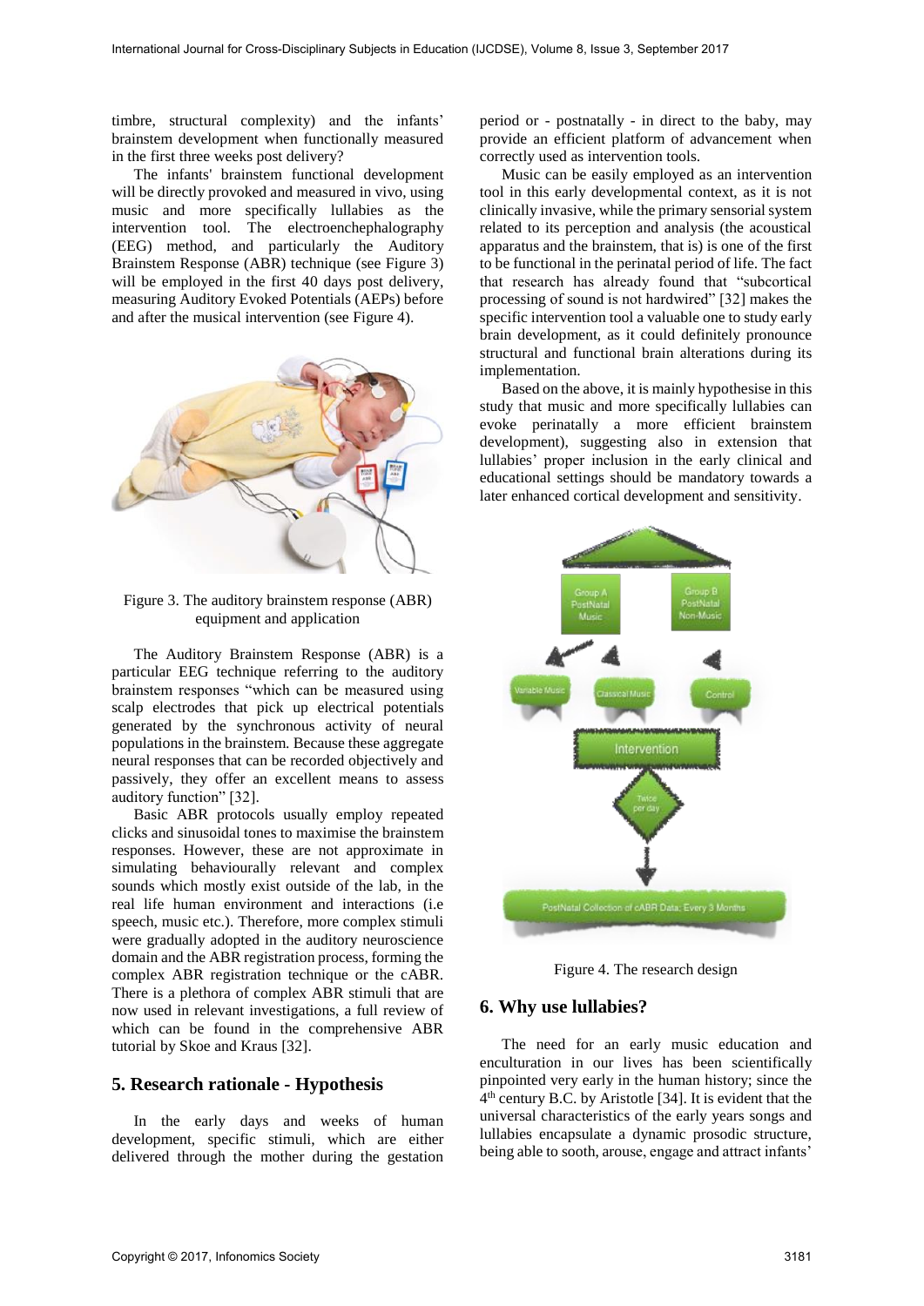timbre, structural complexity) and the infants' brainstem development when functionally measured in the first three weeks post delivery?

The infants' brainstem functional development will be directly provoked and measured in vivo, using music and more specifically lullabies as the intervention tool. The electroenchephalography (EEG) method, and particularly the Auditory Brainstem Response (ABR) technique (see Figure 3) will be employed in the first 40 days post delivery, measuring Auditory Evoked Potentials (AEPs) before and after the musical intervention (see Figure 4).

Figure 3. The auditory brainstem response (ABR) equipment and application

The Auditory Brainstem Response (ABR) is a particular EEG technique referring to the auditory brainstem responses "which can be measured using scalp electrodes that pick up electrical potentials generated by the synchronous activity of neural populations in the brainstem. Because these aggregate neural responses that can be recorded objectively and passively, they offer an excellent means to assess auditory function" [32].

Basic ABR protocols usually employ repeated clicks and sinusoidal tones to maximise the brainstem responses. However, these are not approximate in simulating behaviourally relevant and complex sounds which mostly exist outside of the lab, in the real life human environment and interactions (i.e speech, music etc.). Therefore, more complex stimuli were gradually adopted in the auditory neuroscience domain and the ABR registration process, forming the complex ABR registration technique or the cABR. There is a plethora of complex ABR stimuli that are now used in relevant investigations, a full review of which can be found in the comprehensive ABR tutorial by Skoe and Kraus [32].

## 5. Research rationale - Hypothesis

In the early days and weeks of human development, specific stimuli, which are either delivered through the mother during the gestation period or - postnatally - in direct to the baby, may provide an efficient platform of advancement when correctly used as intervention tools.

Music can be easily employed as an intervention tool in this early developmental context, as it is not clinically invasive, while the primary sensorial system related to its perception and analysis (the acoustical apparatus and the brainstem, that is) is one of the first to be functional in the perinatal period of life. The fact that research has already found that "subcortical processing of sound is not hardwired" [32] makes the specific intervention tool a valuable one to study early brain development, as it could definitely pronounce structural and functional brain alterations during its implementation.

Based on the above, it is mainly hypothesise in this study that music and more specifically lullabies can evoke perinatally a more efficient brainstem development), suggesting also in extension that lullabies' proper inclusion in the early clinical and educational settings should be mandatory towards a later enhanced cortical development and sensitivity.

Group A PostNatal Music

Group B PostNatal Non-Music

Variable Music

Classical Music

Control

Intervention

Twice per day

PostNatal Collection of cABR Data: Every 3 Months

Figure 4. The research design

## 6. Why use lullabies?

The need for an early music education and enculturation in our lives has been scientifically pinpointed very early in the human history; since the 4th century B.C. by Aristotle [34]. It is evident that the universal characteristics of the early years songs and lullabies encapsulate a dynamic prosodic structure, being able to sooth, arouse, engage and attract infants'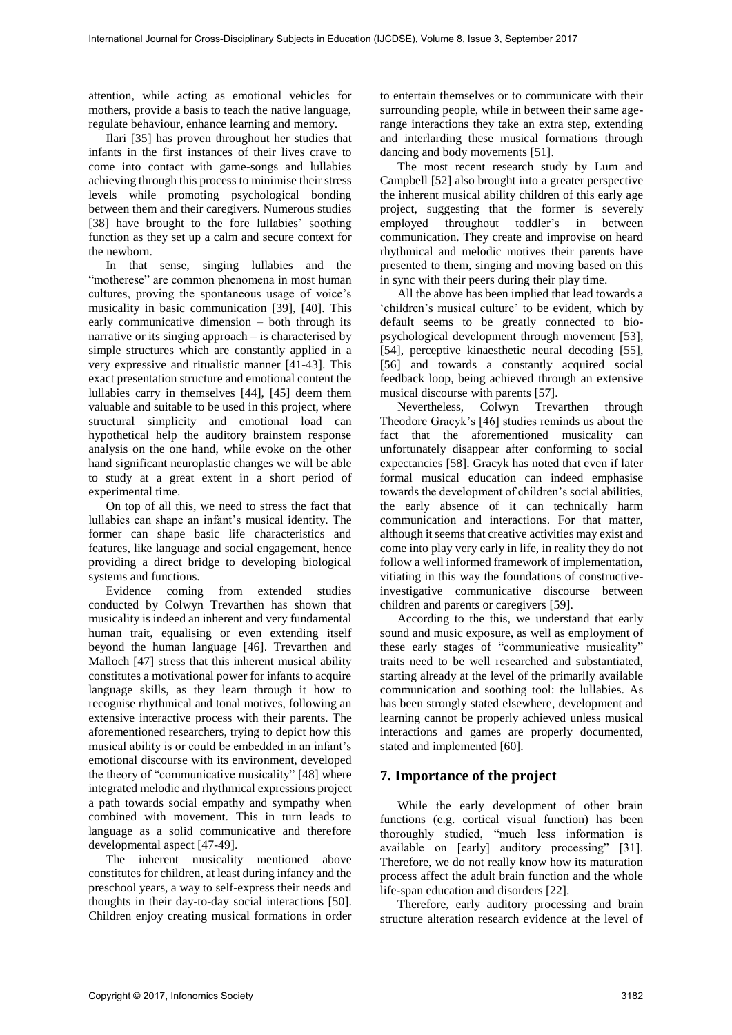attention, while acting as emotional vehicles for mothers, provide a basis to teach the native language, regulate behaviour, enhance learning and memory.

Ilari [35] has proven throughout her studies that infants in the first instances of their lives crave to come into contact with game-songs and lullabies achieving through this process to minimise their stress levels while promoting psychological bonding between them and their caregivers. Numerous studies [38] have brought to the fore lullabies' soothing function as they set up a calm and secure context for the newborn.

In that sense, singing lullabies and the "motherese" are common phenomena in most human cultures, proving the spontaneous usage of voice's musicality in basic communication [39], [40]. This early communicative dimension – both through its narrative or its singing approach – is characterised by simple structures which are constantly applied in a very expressive and ritualistic manner [41-43]. This exact presentation structure and emotional content the lullabies carry in themselves [44], [45] deem them valuable and suitable to be used in this project, where structural simplicity and emotional load can hypothetical help the auditory brainstem response analysis on the one hand, while evoke on the other hand significant neuroplastic changes we will be able to study at a great extent in a short period of experimental time.

On top of all this, we need to stress the fact that lullabies can shape an infant's musical identity. The former can shape basic life characteristics and features, like language and social engagement, hence providing a direct bridge to developing biological systems and functions.

Evidence coming from extended studies conducted by Colwyn Trevarthen has shown that musicality is indeed an inherent and very fundamental human trait, equalising or even extending itself beyond the human language [46]. Trevarthen and Malloch [47] stress that this inherent musical ability constitutes a motivational power for infants to acquire language skills, as they learn through it how to recognise rhythmical and tonal motives, following an extensive interactive process with their parents. The aforementioned researchers, trying to depict how this musical ability is or could be embedded in an infant's emotional discourse with its environment, developed the theory of "communicative musicality" [48] where integrated melodic and rhythmical expressions project a path towards social empathy and sympathy when combined with movement. This in turn leads to language as a solid communicative and therefore developmental aspect [47-49].

The inherent musicality mentioned above constitutes for children, at least during infancy and the preschool years, a way to self-express their needs and thoughts in their day-to-day social interactions [50]. Children enjoy creating musical formations in order to entertain themselves or to communicate with their surrounding people, while in between their same age-range interactions they take an extra step, extending and interlarding these musical formations through dancing and body movements [51].

The most recent research study by Lum and Campbell [52] also brought into a greater perspective the inherent musical ability children of this early age project, suggesting that the former is severely employed throughout toddler's in between communication. They create and improvise on heard rhythmical and melodic motives their parents have presented to them, singing and moving based on this in sync with their peers during their play time.

All the above has been implied that lead towards a 'children's musical culture' to be evident, which by default seems to be greatly connected to bio-psychological development through movement [53], [54], perceptive kinaesthetic neural decoding [55], [56] and towards a constantly acquired social feedback loop, being achieved through an extensive musical discourse with parents [57].

Nevertheless, Colwyn Trevarthen through Theodore Gracyk's [46] studies reminds us about the fact that the aforementioned musicality can unfortunately disappear after conforming to social expectancies [58]. Gracyk has noted that even if later formal musical education can indeed emphasise towards the development of children's social abilities, the early absence of it can technically harm communication and interactions. For that matter, although it seems that creative activities may exist and come into play very early in life, in reality they do not follow a well informed framework of implementation, vitiating in this way the foundations of constructive-investigative communicative discourse between children and parents or caregivers [59].

According to the this, we understand that early sound and music exposure, as well as employment of these early stages of "communicative musicality" traits need to be well researched and substantiated, starting already at the level of the primarily available communication and soothing tool: the lullabies. As has been strongly stated elsewhere, development and learning cannot be properly achieved unless musical interactions and games are properly documented, stated and implemented [60].

## 7. Importance of the project

While the early development of other brain functions (e.g. cortical visual function) has been thoroughly studied, "much less information is available on [early] auditory processing" [31]. Therefore, we do not really know how its maturation process affect the adult brain function and the whole life-span education and disorders [22].

Therefore, early auditory processing and brain structure alteration research evidence at the level of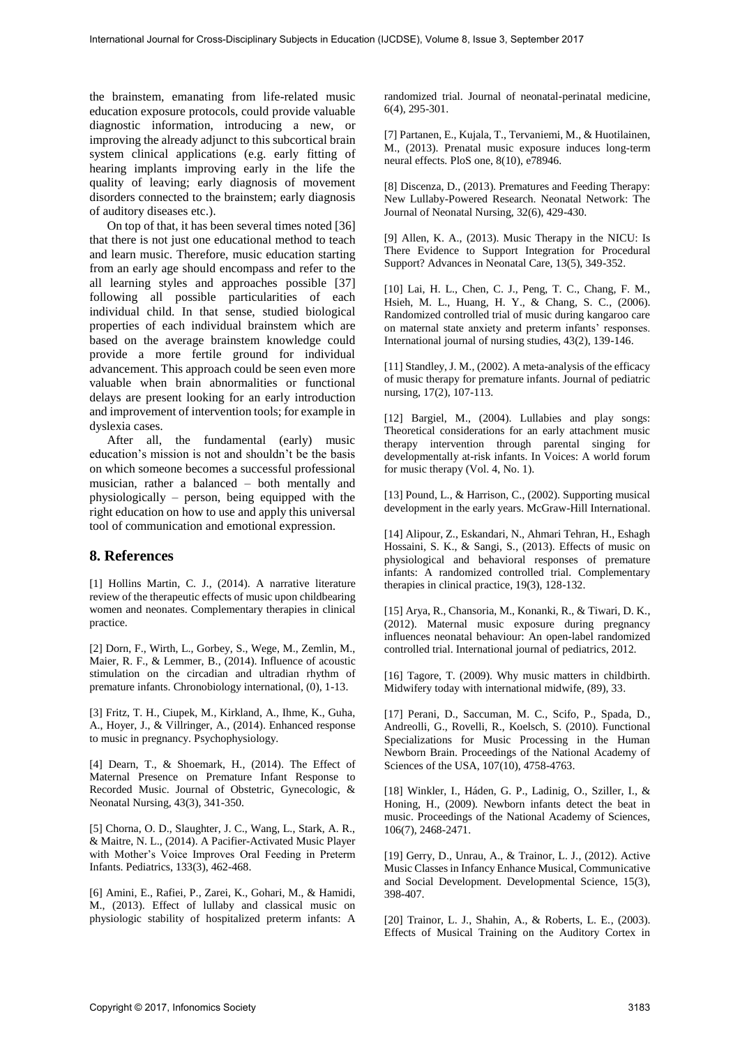the brainstem, emanating from life-related music education exposure protocols, could provide valuable diagnostic information, introducing a new, or improving the already adjunct to this subcortical brain system clinical applications (e.g. early fitting of hearing implants improving early in the life the quality of leaving; early diagnosis of movement disorders connected to the brainstem; early diagnosis of auditory diseases etc.).

On top of that, it has been several times noted [36] that there is not just one educational method to teach and learn music. Therefore, music education starting from an early age should encompass and refer to the all learning styles and approaches possible [37] following all possible particularities of each individual child. In that sense, studied biological properties of each individual brainstem which are based on the average brainstem knowledge could provide a more fertile ground for individual advancement. This approach could be seen even more valuable when brain abnormalities or functional delays are present looking for an early introduction and improvement of intervention tools; for example in dyslexia cases.

After all, the fundamental (early) music education's mission is not and shouldn't be the basis on which someone becomes a successful professional musician, rather a balanced – both mentally and physiologically – person, being equipped with the right education on how to use and apply this universal tool of communication and emotional expression.

## 8. References

[1] Hollins Martin, C. J., (2014). A narrative literature review of the therapeutic effects of music upon childbearing women and neonates. Complementary therapies in clinical practice.

[2] Dorn, F., Wirth, L., Gorbey, S., Wege, M., Zemlin, M., Maier, R. F., & Lemmer, B., (2014). Influence of acoustic stimulation on the circadian and ultradian rhythm of premature infants. Chronobiology international, (0), 1-13.

[3] Fritz, T. H., Ciupek, M., Kirkland, A., Ihme, K., Guha, A., Hoyer, J., & Villringer, A., (2014). Enhanced response to music in pregnancy. Psychophysiology.

[4] Dearn, T., & Shoemark, H., (2014). The Effect of Maternal Presence on Premature Infant Response to Recorded Music. Journal of Obstetric, Gynecologic, & Neonatal Nursing, 43(3), 341-350.

[5] Chorna, O. D., Slaughter, J. C., Wang, L., Stark, A. R., & Maitre, N. L., (2014). A Pacifier-Activated Music Player with Mother's Voice Improves Oral Feeding in Preterm Infants. Pediatrics, 133(3), 462-468.

[6] Amini, E., Rafiei, P., Zarei, K., Gohari, M., & Hamidi, M., (2013). Effect of lullaby and classical music on physiologic stability of hospitalized preterm infants: A randomized trial. Journal of neonatal-perinatal medicine, 6(4), 295-301.

[7] Partanen, E., Kujala, T., Tervaniemi, M., & Huotilainen, M., (2013). Prenatal music exposure induces long-term neural effects. PloS one, 8(10), e78946.

[8] Discenza, D., (2013). Prematures and Feeding Therapy: New Lullaby-Powered Research. Neonatal Network: The Journal of Neonatal Nursing, 32(6), 429-430.

[9] Allen, K. A., (2013). Music Therapy in the NICU: Is There Evidence to Support Integration for Procedural Support? Advances in Neonatal Care, 13(5), 349-352.

[10] Lai, H. L., Chen, C. J., Peng, T. C., Chang, F. M., Hsieh, M. L., Huang, H. Y., & Chang, S. C., (2006). Randomized controlled trial of music during kangaroo care on maternal state anxiety and preterm infants' responses. International journal of nursing studies, 43(2), 139-146.

[11] Standley, J. M., (2002). A meta-analysis of the efficacy of music therapy for premature infants. Journal of pediatric nursing, 17(2), 107-113.

[12] Bargiel, M., (2004). Lullabies and play songs: Theoretical considerations for an early attachment music therapy intervention through parental singing for developmentally at-risk infants. In Voices: A world forum for music therapy (Vol. 4, No. 1).

[13] Pound, L., & Harrison, C., (2002). Supporting musical development in the early years. McGraw-Hill International.

[14] Alipour, Z., Eskandari, N., Ahmari Tehran, H., Eshagh Hossaini, S. K., & Sangi, S., (2013). Effects of music on physiological and behavioral responses of premature infants: A randomized controlled trial. Complementary therapies in clinical practice, 19(3), 128-132.

[15] Arya, R., Chansoria, M., Konanki, R., & Tiwari, D. K., (2012). Maternal music exposure during pregnancy influences neonatal behaviour: An open-label randomized controlled trial. International journal of pediatrics, 2012.

[16] Tagore, T. (2009). Why music matters in childbirth. Midwifery today with international midwife, (89), 33.

[17] Perani, D., Saccuman, M. C., Scifo, P., Spada, D., Andreolli, G., Rovelli, R., & Koelsch, S. (2010). Functional Specializations for Music Processing in the Human Newborn Brain. Proceedings of the National Academy of Sciences of the USA, 107(10), 4758-4763.

[18] Winkler, I., Háden, G. P., Ladinig, O., Sziller, I., & Honing, H., (2009). Newborn infants detect the beat in music. Proceedings of the National Academy of Sciences, 106(7), 2468-2471.

[19] Gerry, D., Unrau, A., & Trainor, L. J., (2012). Active Music Classes in Infancy Enhance Musical, Communicative and Social Development. Developmental Science, 15(3), 398-407.

[20] Trainor, L. J., Shahin, A., & Roberts, L. E., (2003). Effects of Musical Training on the Auditory Cortex in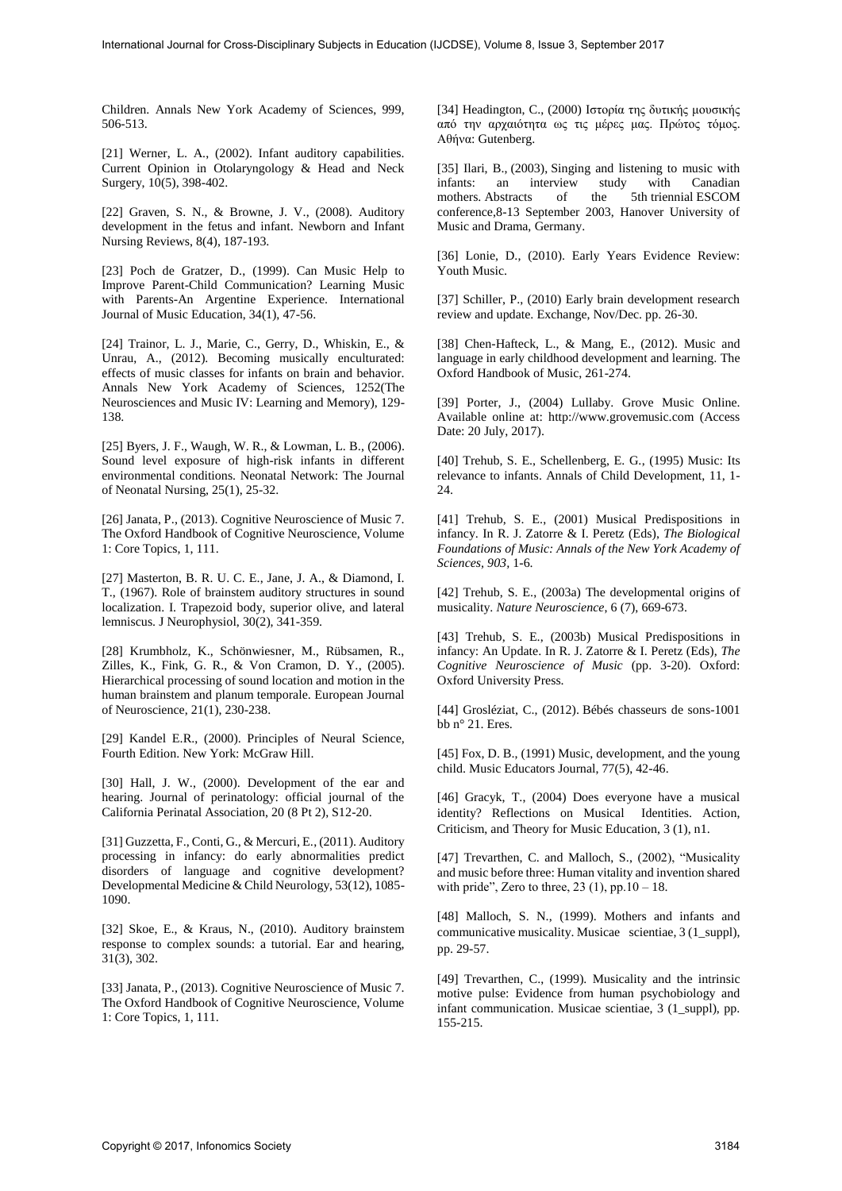Children. Annals New York Academy of Sciences, 999, 506-513.

[21] Werner, L. A., (2002). Infant auditory capabilities. Current Opinion in Otolaryngology & Head and Neck Surgery, 10(5), 398-402.

[22] Graven, S. N., & Browne, J. V., (2008). Auditory development in the fetus and infant. Newborn and Infant Nursing Reviews, 8(4), 187-193.

[23] Poch de Gratzer, D., (1999). Can Music Help to Improve Parent-Child Communication? Learning Music with Parents-An Argentine Experience. International Journal of Music Education, 34(1), 47-56.

[24] Trainor, L. J., Marie, C., Gerry, D., Whiskin, E., & Unrau, A., (2012). Becoming musically enculturated: effects of music classes for infants on brain and behavior. Annals New York Academy of Sciences, 1252(The Neurosciences and Music IV: Learning and Memory), 129-138.

[25] Byers, J. F., Waugh, W. R., & Lowman, L. B., (2006). Sound level exposure of high-risk infants in different environmental conditions. Neonatal Network: The Journal of Neonatal Nursing, 25(1), 25-32.

[26] Janata, P., (2013). Cognitive Neuroscience of Music 7. The Oxford Handbook of Cognitive Neuroscience, Volume 1: Core Topics, 1, 111.

[27] Masterton, B. R. U. C. E., Jane, J. A., & Diamond, I. T., (1967). Role of brainstem auditory structures in sound localization. I. Trapezoid body, superior olive, and lateral lemniscus. J Neurophysiol, 30(2), 341-359.

[28] Krumbholz, K., Schönwiesner, M., Rübsamen, R., Zilles, K., Fink, G. R., & Von Cramon, D. Y., (2005). Hierarchical processing of sound location and motion in the human brainstem and planum temporale. European Journal of Neuroscience, 21(1), 230-238.

[29] Kandel E.R., (2000). Principles of Neural Science, Fourth Edition. New York: McGraw Hill.

[30] Hall, J. W., (2000). Development of the ear and hearing. Journal of perinatology: official journal of the California Perinatal Association, 20 (8 Pt 2), S12-20.

[31] Guzzetta, F., Conti, G., & Mercuri, E., (2011). Auditory processing in infancy: do early abnormalities predict disorders of language and cognitive development? Developmental Medicine & Child Neurology, 53(12), 1085-1090.

[32] Skoe, E., & Kraus, N., (2010). Auditory brainstem response to complex sounds: a tutorial. Ear and hearing, 31(3), 302.

[33] Janata, P., (2013). Cognitive Neuroscience of Music 7. The Oxford Handbook of Cognitive Neuroscience, Volume 1: Core Topics, 1, 111.

[34] Headington, C., (2000) Ιστορία της δυτικής μουσικής από την αρχαιότητα ως τις μέρες μας. Πρώτος τόμος. Αθήνα: Gutenberg.

[35] Ilari, B., (2003), Singing and listening to music with infants: an interview study with Canadian mothers. Abstracts of the 5th triennial ESCOM conference,8-13 September 2003, Hanover University of Music and Drama, Germany.

[36] Lonie, D., (2010). Early Years Evidence Review: Youth Music.

[37] Schiller, P., (2010) Early brain development research review and update. Exchange, Nov/Dec. pp. 26-30.

[38] Chen-Hafteck, L., & Mang, E., (2012). Music and language in early childhood development and learning. The Oxford Handbook of Music, 261-274.

[39] Porter, J., (2004) Lullaby. Grove Music Online. Available online at: http://www.grovemusic.com (Access Date: 20 July, 2017).

[40] Trehub, S. E., Schellenberg, E. G., (1995) Music: Its relevance to infants. Annals of Child Development, 11, 1-24.

[41] Trehub, S. E., (2001) Musical Predispositions in infancy. In R. J. Zatorre & I. Peretz (Eds), *The Biological Foundations of Music: Annals of the New York Academy of Sciences*, *903*, 1-6.

[42] Trehub, S. E., (2003a) The developmental origins of musicality. *Nature Neuroscience*, 6 (7), 669-673.

[43] Trehub, S. E., (2003b) Musical Predispositions in infancy: An Update. In R. J. Zatorre & I. Peretz (Eds), *The Cognitive Neuroscience of Music* (pp. 3-20). Oxford: Oxford University Press.

[44] Grosléziat, C., (2012). Bébés chasseurs de sons-1001 bb n° 21. Eres.

[45] Fox, D. B., (1991) Music, development, and the young child. Music Educators Journal, 77(5), 42-46.

[46] Gracyk, T., (2004) Does everyone have a musical identity? Reflections on Musical Identities. Action, Criticism, and Theory for Music Education, 3 (1), n1.

[47] Trevarthen, C. and Malloch, S., (2002), "Musicality and music before three: Human vitality and invention shared with pride", Zero to three, 23 (1), pp.10 – 18.

[48] Malloch, S. N., (1999). Mothers and infants and communicative musicality. Musicae scientiae, 3 (1_suppl), pp. 29-57.

[49] Trevarthen, C., (1999). Musicality and the intrinsic motive pulse: Evidence from human psychobiology and infant communication. Musicae scientiae, 3 (1_suppl), pp. 155-215.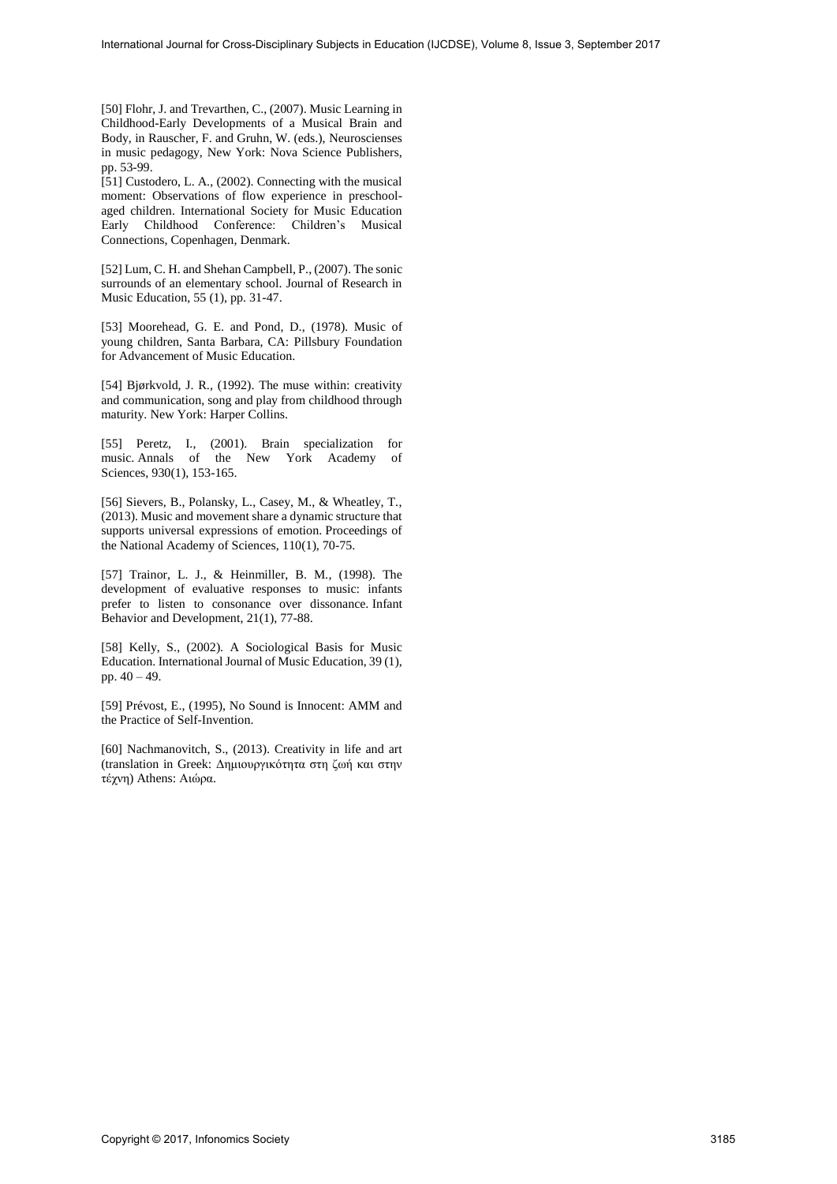[50] Flohr, J. and Trevarthen, C., (2007). Music Learning in Childhood-Early Developments of a Musical Brain and Body, in Rauscher, F. and Gruhn, W. (eds.), Neurosciences in music pedagogy, New York: Nova Science Publishers, pp. 53-99.

[51] Custodero, L. A., (2002). Connecting with the musical moment: Observations of flow experience in preschool-aged children. International Society for Music Education Early Childhood Conference: Children's Musical Connections, Copenhagen, Denmark.

[52] Lum, C. H. and Shehan Campbell, P., (2007). The sonic surrounds of an elementary school. Journal of Research in Music Education, 55 (1), pp. 31-47.

[53] Moorehead, G. E. and Pond, D., (1978). Music of young children, Santa Barbara, CA: Pillsbury Foundation for Advancement of Music Education.

[54] Bjørkvold, J. R., (1992). The muse within: creativity and communication, song and play from childhood through maturity. New York: Harper Collins.

[55] Peretz, I., (2001). Brain specialization for music. Annals of the New York Academy of Sciences, 930(1), 153-165.

[56] Sievers, B., Polansky, L., Casey, M., & Wheatley, T., (2013). Music and movement share a dynamic structure that supports universal expressions of emotion. Proceedings of the National Academy of Sciences, 110(1), 70-75.

[57] Trainor, L. J., & Heinmiller, B. M., (1998). The development of evaluative responses to music: infants prefer to listen to consonance over dissonance. Infant Behavior and Development, 21(1), 77-88.

[58] Kelly, S., (2002). A Sociological Basis for Music Education. International Journal of Music Education, 39 (1), pp. 40 – 49.

[59] Prévost, E., (1995), No Sound is Innocent: AMM and the Practice of Self-Invention.

[60] Nachmanovitch, S., (2013). Creativity in life and art (translation in Greek: Δημιουργικότητα στη ζωή και στην τέχνη) Athens: Αιώρα.